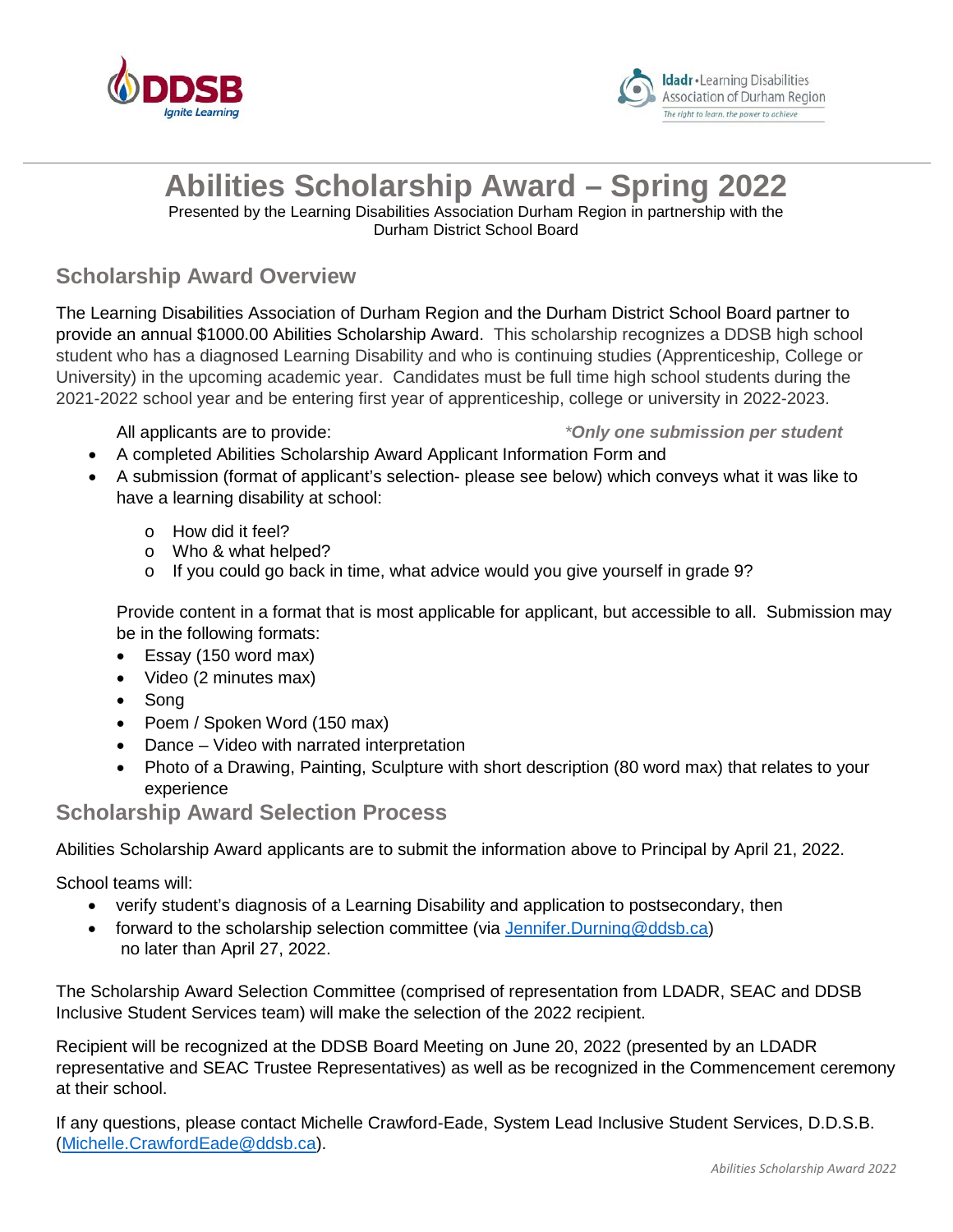# Abilities Scholarship Award – Spring 2022

Presented by the Learning Disabilities Association Durham Region in partnership with the Durham District School Board

## Scholarship Award Overview

The Learning Disabilities Association of Durham Region and the Durham District School Board partner to provide an annual $1000.00 Abilities Scholarship Award. This scholarship recognizes a DDSB high school student who has a diagnosed Learning Disability and who is continuing studies (Apprenticeship, College or University) in the upcoming academic year. Candidates must be full time high school students during the 2021-2022 school year and be entering first year of apprenticeship, college or university in 2022-2023.

All applicants are to provide: ***Only one submission per student***

- A completed Abilities Scholarship Award Applicant Information Form and
- A submission (format of applicant's selection- please see below) which conveys what it was like to have a learning disability at school:
  - How did it feel?
  - Who & what helped?
  - If you could go back in time, what advice would you give yourself in grade 9?

Provide content in a format that is most applicable for applicant, but accessible to all. Submission may be in the following formats:

- Essay (150 word max)
- Video (2 minutes max)
- Song
- Poem / Spoken Word (150 max)
- Dance – Video with narrated interpretation
- Photo of a Drawing, Painting, Sculpture with short description (80 word max) that relates to your experience

## Scholarship Award Selection Process

Abilities Scholarship Award applicants are to submit the information above to Principal by April 21, 2022.

School teams will:

- verify student's diagnosis of a Learning Disability and application to postsecondary, then
- forward to the scholarship selection committee (via Jennifer.Durning@ddsb.ca) no later than April 27, 2022.

The Scholarship Award Selection Committee (comprised of representation from LDADR, SEAC and DDSB Inclusive Student Services team) will make the selection of the 2022 recipient.

Recipient will be recognized at the DDSB Board Meeting on June 20, 2022 (presented by an LDADR representative and SEAC Trustee Representatives) as well as be recognized in the Commencement ceremony at their school.

If any questions, please contact Michelle Crawford-Eade, System Lead Inclusive Student Services, D.D.S.B. (Michelle.CrawfordEade@ddsb.ca).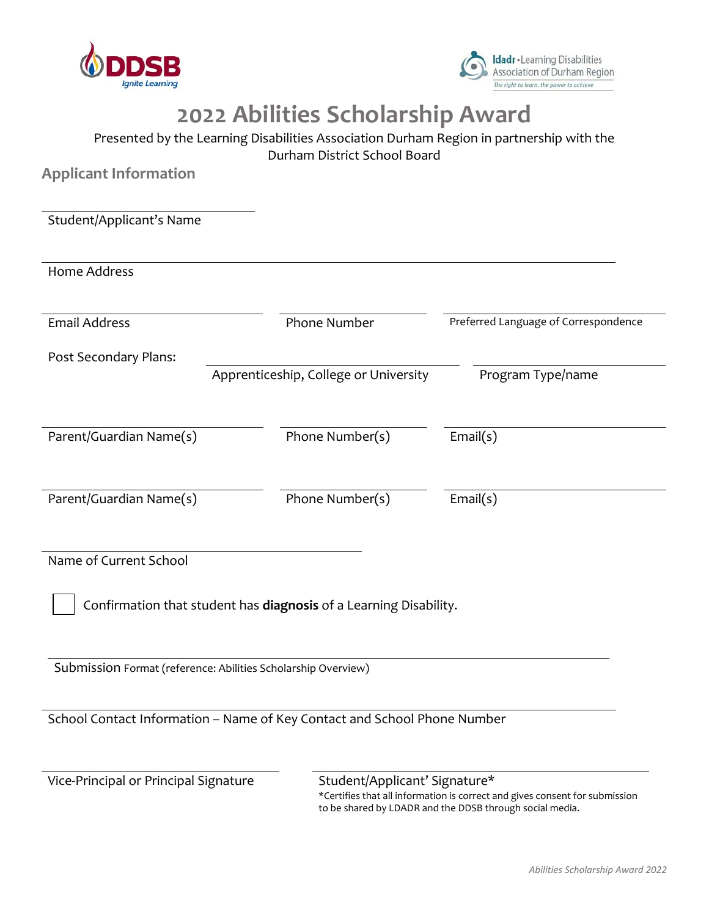# 2022 Abilities Scholarship Award

Presented by the Learning Disabilities Association Durham Region in partnership with the Durham District School Board

## Applicant Information

Student/Applicant's Name

Home Address

Email Address

Phone Number

Preferred Language of Correspondence

Post Secondary Plans:

Apprenticeship, College or University

Program Type/name

Parent/Guardian Name(s)

Phone Number(s)

Email(s)

Parent/Guardian Name(s)

Phone Number(s)

Email(s)

Name of Current School

☐ Confirmation that student has **diagnosis** of a Learning Disability.

Submission Format (reference: Abilities Scholarship Overview)

School Contact Information – Name of Key Contact and School Phone Number

Vice-Principal or Principal Signature

Student/Applicant' Signature*

*Certifies that all information is correct and gives consent for submission to be shared by LDADR and the DDSB through social media.